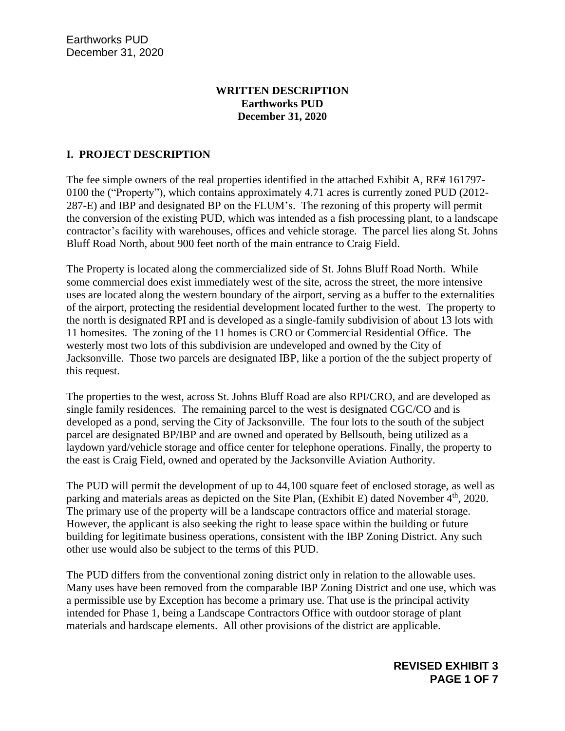**WRITTEN DESCRIPTION**
**Earthworks PUD**
**December 31, 2020**

## I. PROJECT DESCRIPTION

The fee simple owners of the real properties identified in the attached Exhibit A, RE# 161797-0100 the ("Property"), which contains approximately 4.71 acres is currently zoned PUD (2012-287-E) and IBP and designated BP on the FLUM's. The rezoning of this property will permit the conversion of the existing PUD, which was intended as a fish processing plant, to a landscape contractor's facility with warehouses, offices and vehicle storage. The parcel lies along St. Johns Bluff Road North, about 900 feet north of the main entrance to Craig Field.

The Property is located along the commercialized side of St. Johns Bluff Road North. While some commercial does exist immediately west of the site, across the street, the more intensive uses are located along the western boundary of the airport, serving as a buffer to the externalities of the airport, protecting the residential development located further to the west. The property to the north is designated RPI and is developed as a single-family subdivision of about 13 lots with 11 homesites. The zoning of the 11 homes is CRO or Commercial Residential Office. The westerly most two lots of this subdivision are undeveloped and owned by the City of Jacksonville. Those two parcels are designated IBP, like a portion of the the subject property of this request.

The properties to the west, across St. Johns Bluff Road are also RPI/CRO, and are developed as single family residences. The remaining parcel to the west is designated CGC/CO and is developed as a pond, serving the City of Jacksonville. The four lots to the south of the subject parcel are designated BP/IBP and are owned and operated by Bellsouth, being utilized as a laydown yard/vehicle storage and office center for telephone operations. Finally, the property to the east is Craig Field, owned and operated by the Jacksonville Aviation Authority.

The PUD will permit the development of up to 44,100 square feet of enclosed storage, as well as parking and materials areas as depicted on the Site Plan, (Exhibit E) dated November 4th, 2020. The primary use of the property will be a landscape contractors office and material storage. However, the applicant is also seeking the right to lease space within the building or future building for legitimate business operations, consistent with the IBP Zoning District. Any such other use would also be subject to the terms of this PUD.

The PUD differs from the conventional zoning district only in relation to the allowable uses. Many uses have been removed from the comparable IBP Zoning District and one use, which was a permissible use by Exception has become a primary use. That use is the principal activity intended for Phase 1, being a Landscape Contractors Office with outdoor storage of plant materials and hardscape elements. All other provisions of the district are applicable.

**REVISED EXHIBIT 3**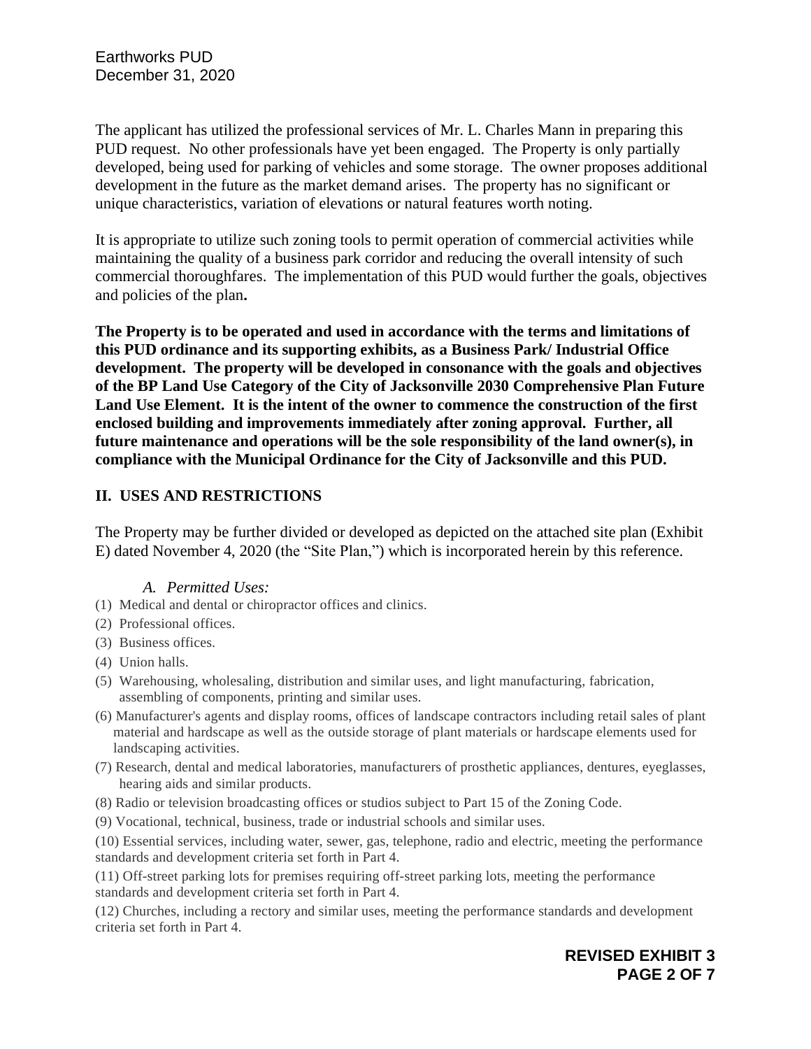The applicant has utilized the professional services of Mr. L. Charles Mann in preparing this PUD request. No other professionals have yet been engaged. The Property is only partially developed, being used for parking of vehicles and some storage. The owner proposes additional development in the future as the market demand arises. The property has no significant or unique characteristics, variation of elevations or natural features worth noting.

It is appropriate to utilize such zoning tools to permit operation of commercial activities while maintaining the quality of a business park corridor and reducing the overall intensity of such commercial thoroughfares. The implementation of this PUD would further the goals, objectives and policies of the plan**.**

**The Property is to be operated and used in accordance with the terms and limitations of this PUD ordinance and its supporting exhibits, as a Business Park/ Industrial Office development. The property will be developed in consonance with the goals and objectives of the BP Land Use Category of the City of Jacksonville 2030 Comprehensive Plan Future Land Use Element. It is the intent of the owner to commence the construction of the first enclosed building and improvements immediately after zoning approval. Further, all future maintenance and operations will be the sole responsibility of the land owner(s), in compliance with the Municipal Ordinance for the City of Jacksonville and this PUD.**

## II. USES AND RESTRICTIONS

The Property may be further divided or developed as depicted on the attached site plan (Exhibit E) dated November 4, 2020 (the "Site Plan,") which is incorporated herein by this reference.

*A. Permitted Uses:*

(1) Medical and dental or chiropractor offices and clinics.

(2) Professional offices.

(3) Business offices.

(4) Union halls.

(5) Warehousing, wholesaling, distribution and similar uses, and light manufacturing, fabrication, assembling of components, printing and similar uses.

(6) Manufacturer's agents and display rooms, offices of landscape contractors including retail sales of plant material and hardscape as well as the outside storage of plant materials or hardscape elements used for landscaping activities.

(7) Research, dental and medical laboratories, manufacturers of prosthetic appliances, dentures, eyeglasses, hearing aids and similar products.

(8) Radio or television broadcasting offices or studios subject to Part 15 of the Zoning Code.

(9) Vocational, technical, business, trade or industrial schools and similar uses.

(10) Essential services, including water, sewer, gas, telephone, radio and electric, meeting the performance standards and development criteria set forth in Part 4.

(11) Off-street parking lots for premises requiring off-street parking lots, meeting the performance standards and development criteria set forth in Part 4.

(12) Churches, including a rectory and similar uses, meeting the performance standards and development criteria set forth in Part 4.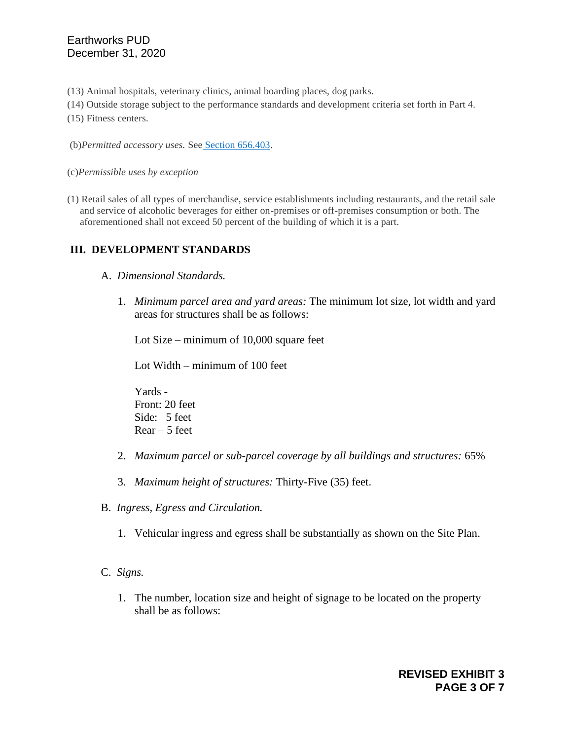(13) Animal hospitals, veterinary clinics, animal boarding places, dog parks.

(14) Outside storage subject to the performance standards and development criteria set forth in Part 4.

(15) Fitness centers.

(b) *Permitted accessory uses.* See Section 656.403.

(c) *Permissible uses by exception*

(1) Retail sales of all types of merchandise, service establishments including restaurants, and the retail sale and service of alcoholic beverages for either on-premises or off-premises consumption or both. The aforementioned shall not exceed 50 percent of the building of which it is a part.

## III. DEVELOPMENT STANDARDS

A. *Dimensional Standards.*

1. *Minimum parcel area and yard areas:* The minimum lot size, lot width and yard areas for structures shall be as follows:

   Lot Size – minimum of 10,000 square feet

   Lot Width – minimum of 100 feet

   Yards -
   Front: 20 feet
   Side: 5 feet
   Rear – 5 feet

2. *Maximum parcel or sub-parcel coverage by all buildings and structures:* 65%

3. *Maximum height of structures:* Thirty-Five (35) feet.

B. *Ingress, Egress and Circulation.*

1. Vehicular ingress and egress shall be substantially as shown on the Site Plan.

C. *Signs.*

1. The number, location size and height of signage to be located on the property shall be as follows: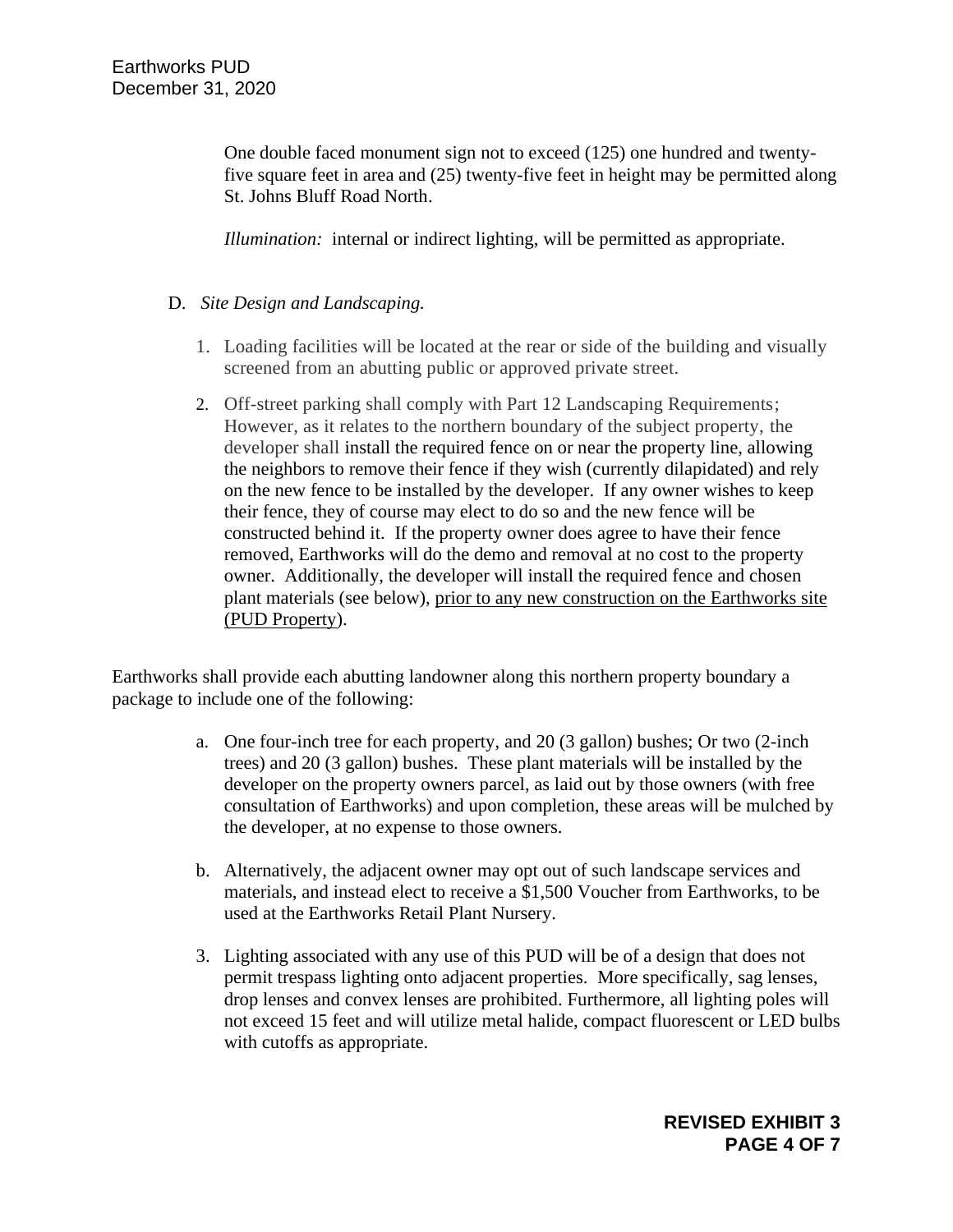One double faced monument sign not to exceed (125) one hundred and twenty-five square feet in area and (25) twenty-five feet in height may be permitted along St. Johns Bluff Road North.

*Illumination:* internal or indirect lighting, will be permitted as appropriate.

D. *Site Design and Landscaping.*

1. Loading facilities will be located at the rear or side of the building and visually screened from an abutting public or approved private street.
2. Off-street parking shall comply with Part 12 Landscaping Requirements; However, as it relates to the northern boundary of the subject property, the developer shall install the required fence on or near the property line, allowing the neighbors to remove their fence if they wish (currently dilapidated) and rely on the new fence to be installed by the developer. If any owner wishes to keep their fence, they of course may elect to do so and the new fence will be constructed behind it. If the property owner does agree to have their fence removed, Earthworks will do the demo and removal at no cost to the property owner. Additionally, the developer will install the required fence and chosen plant materials (see below), <u>prior to any new construction on the Earthworks site (PUD Property)</u>.

Earthworks shall provide each abutting landowner along this northern property boundary a package to include one of the following:

a. One four-inch tree for each property, and 20 (3 gallon) bushes; Or two (2-inch trees) and 20 (3 gallon) bushes. These plant materials will be installed by the developer on the property owners parcel, as laid out by those owners (with free consultation of Earthworks) and upon completion, these areas will be mulched by the developer, at no expense to those owners.

b. Alternatively, the adjacent owner may opt out of such landscape services and materials, and instead elect to receive a $1,500 Voucher from Earthworks, to be used at the Earthworks Retail Plant Nursery.

3. Lighting associated with any use of this PUD will be of a design that does not permit trespass lighting onto adjacent properties. More specifically, sag lenses, drop lenses and convex lenses are prohibited. Furthermore, all lighting poles will not exceed 15 feet and will utilize metal halide, compact fluorescent or LED bulbs with cutoffs as appropriate.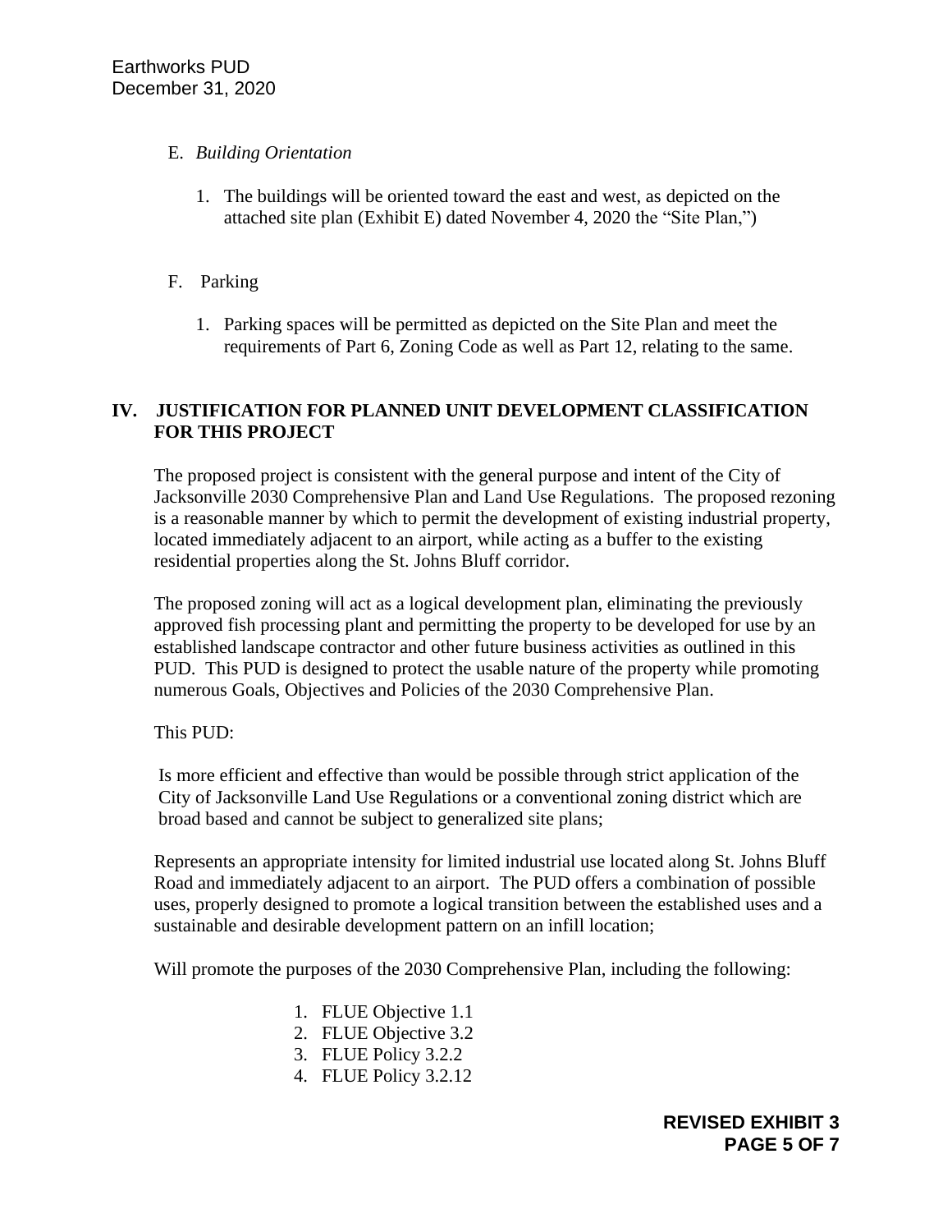E. *Building Orientation*

1. The buildings will be oriented toward the east and west, as depicted on the attached site plan (Exhibit E) dated November 4, 2020 the "Site Plan,")

F. Parking

1. Parking spaces will be permitted as depicted on the Site Plan and meet the requirements of Part 6, Zoning Code as well as Part 12, relating to the same.

## IV. JUSTIFICATION FOR PLANNED UNIT DEVELOPMENT CLASSIFICATION FOR THIS PROJECT

The proposed project is consistent with the general purpose and intent of the City of Jacksonville 2030 Comprehensive Plan and Land Use Regulations. The proposed rezoning is a reasonable manner by which to permit the development of existing industrial property, located immediately adjacent to an airport, while acting as a buffer to the existing residential properties along the St. Johns Bluff corridor.

The proposed zoning will act as a logical development plan, eliminating the previously approved fish processing plant and permitting the property to be developed for use by an established landscape contractor and other future business activities as outlined in this PUD. This PUD is designed to protect the usable nature of the property while promoting numerous Goals, Objectives and Policies of the 2030 Comprehensive Plan.

This PUD:

Is more efficient and effective than would be possible through strict application of the City of Jacksonville Land Use Regulations or a conventional zoning district which are broad based and cannot be subject to generalized site plans;

Represents an appropriate intensity for limited industrial use located along St. Johns Bluff Road and immediately adjacent to an airport. The PUD offers a combination of possible uses, properly designed to promote a logical transition between the established uses and a sustainable and desirable development pattern on an infill location;

Will promote the purposes of the 2030 Comprehensive Plan, including the following:

1. FLUE Objective 1.1
2. FLUE Objective 3.2
3. FLUE Policy 3.2.2
4. FLUE Policy 3.2.12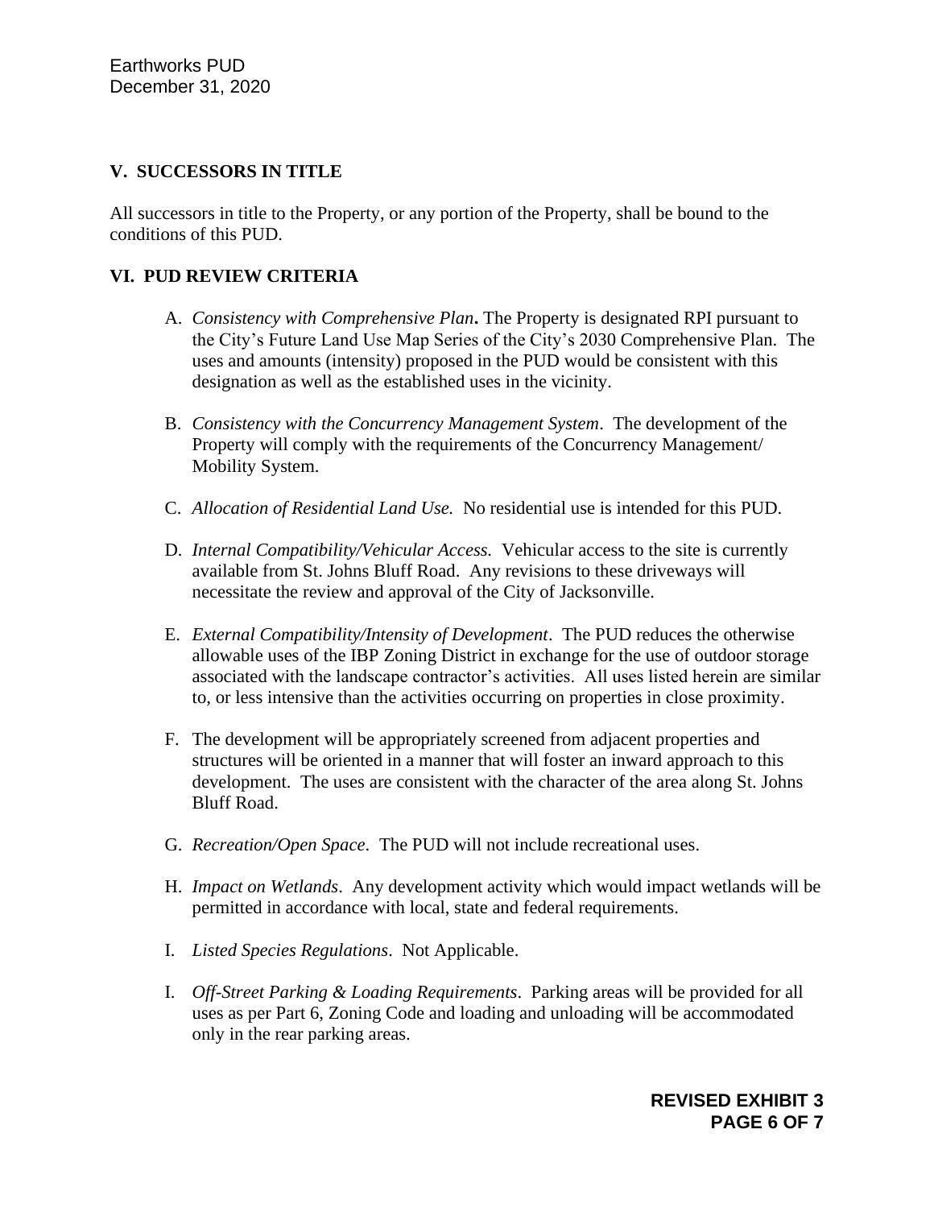## V. SUCCESSORS IN TITLE

All successors in title to the Property, or any portion of the Property, shall be bound to the conditions of this PUD.

## VI. PUD REVIEW CRITERIA

A. *Consistency with Comprehensive Plan***.** The Property is designated RPI pursuant to the City's Future Land Use Map Series of the City's 2030 Comprehensive Plan. The uses and amounts (intensity) proposed in the PUD would be consistent with this designation as well as the established uses in the vicinity.

B. *Consistency with the Concurrency Management System*. The development of the Property will comply with the requirements of the Concurrency Management/ Mobility System.

C. *Allocation of Residential Land Use.* No residential use is intended for this PUD.

D. *Internal Compatibility/Vehicular Access.* Vehicular access to the site is currently available from St. Johns Bluff Road. Any revisions to these driveways will necessitate the review and approval of the City of Jacksonville.

E. *External Compatibility/Intensity of Development*. The PUD reduces the otherwise allowable uses of the IBP Zoning District in exchange for the use of outdoor storage associated with the landscape contractor's activities. All uses listed herein are similar to, or less intensive than the activities occurring on properties in close proximity.

F. The development will be appropriately screened from adjacent properties and structures will be oriented in a manner that will foster an inward approach to this development. The uses are consistent with the character of the area along St. Johns Bluff Road.

G. *Recreation/Open Space*. The PUD will not include recreational uses.

H. *Impact on Wetlands*. Any development activity which would impact wetlands will be permitted in accordance with local, state and federal requirements.

I. *Listed Species Regulations*. Not Applicable.

I. *Off-Street Parking & Loading Requirements*. Parking areas will be provided for all uses as per Part 6, Zoning Code and loading and unloading will be accommodated only in the rear parking areas.

**REVISED EXHIBIT 3**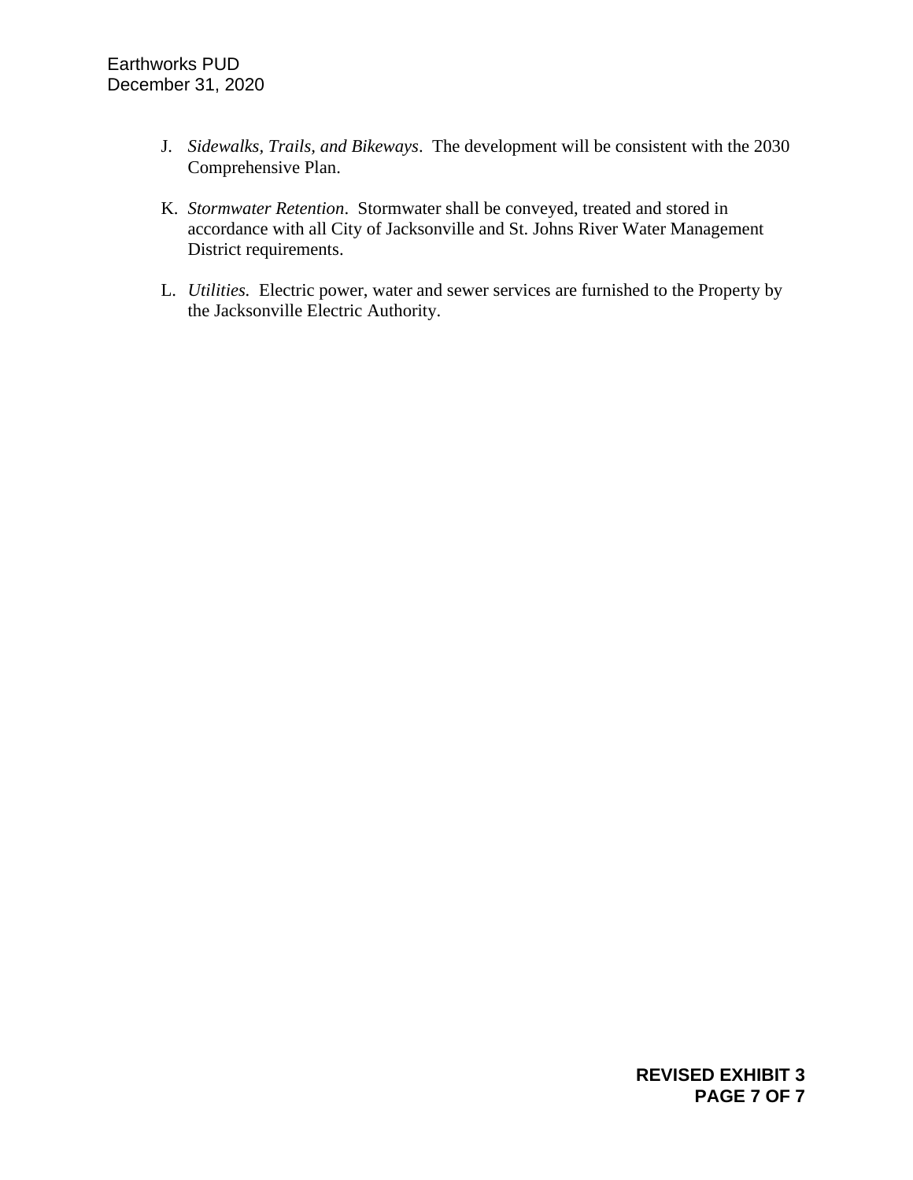J. *Sidewalks, Trails, and Bikeways*. The development will be consistent with the 2030 Comprehensive Plan.

K. *Stormwater Retention*. Stormwater shall be conveyed, treated and stored in accordance with all City of Jacksonville and St. Johns River Water Management District requirements.

L. *Utilities.* Electric power, water and sewer services are furnished to the Property by the Jacksonville Electric Authority.